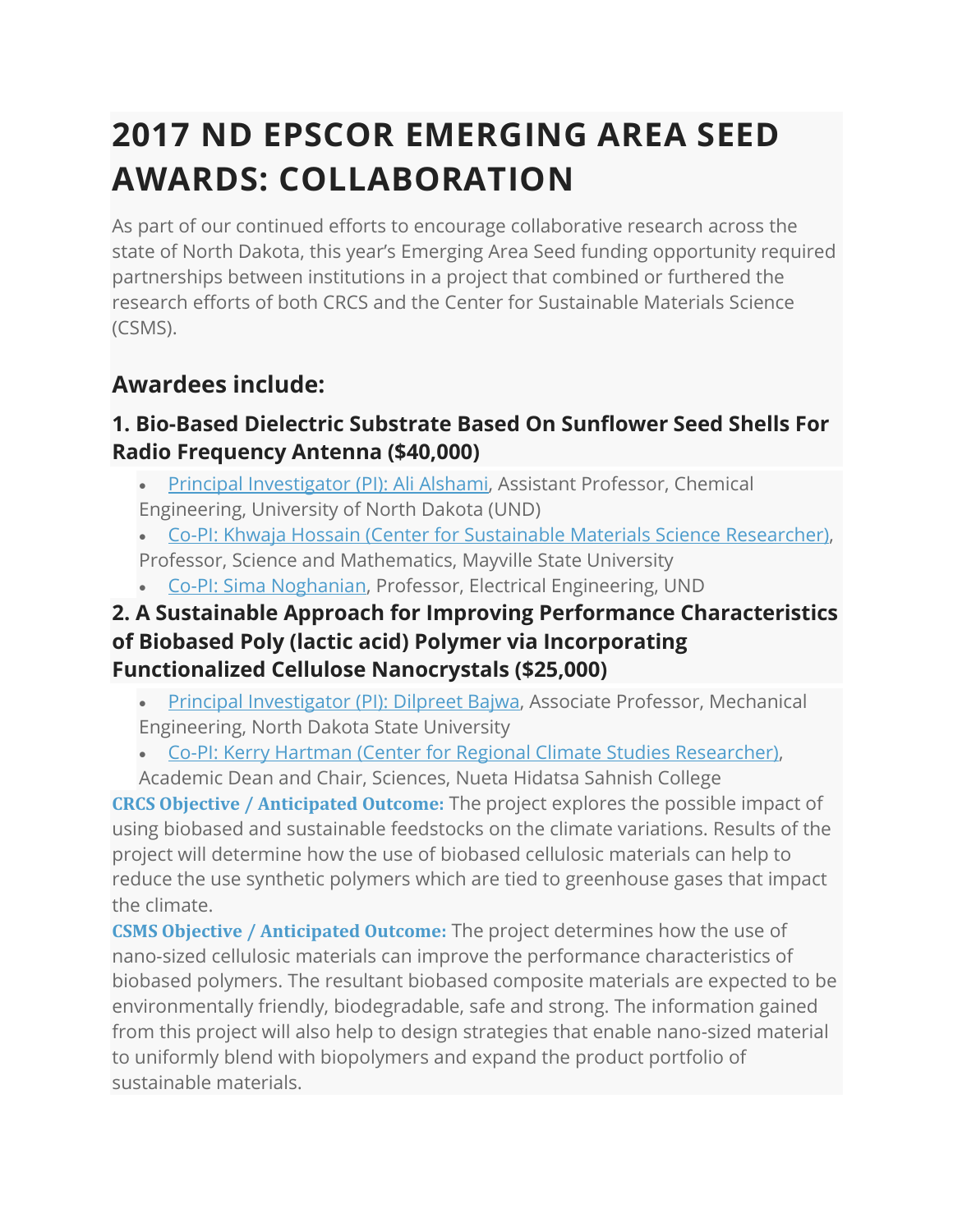# 2017 ND EPSCOR EMERGING AREA SEED AWARDS: COLLABORATION

As part of our continued efforts to encourage collaborative research across the state of North Dakota, this year's Emerging Area Seed funding opportunity required partnerships between institutions in a project that combined or furthered the research efforts of both CRCS and the Center for Sustainable Materials Science (CSMS).

## Awardees include:

### 1. Bio-Based Dielectric Substrate Based On Sunflower Seed Shells For Radio Frequency Antenna ($40,000)

- Principal Investigator (PI): Ali Alshami, Assistant Professor, Chemical Engineering, University of North Dakota (UND)
- Co-PI: Khwaja Hossain (Center for Sustainable Materials Science Researcher), Professor, Science and Mathematics, Mayville State University
- Co-PI: Sima Noghanian, Professor, Electrical Engineering, UND

### 2. A Sustainable Approach for Improving Performance Characteristics of Biobased Poly (lactic acid) Polymer via Incorporating Functionalized Cellulose Nanocrystals ($25,000)

- Principal Investigator (PI): Dilpreet Bajwa, Associate Professor, Mechanical Engineering, North Dakota State University
- Co-PI: Kerry Hartman (Center for Regional Climate Studies Researcher), Academic Dean and Chair, Sciences, Nueta Hidatsa Sahnish College

**CRCS Objective / Anticipated Outcome:** The project explores the possible impact of using biobased and sustainable feedstocks on the climate variations. Results of the project will determine how the use of biobased cellulosic materials can help to reduce the use synthetic polymers which are tied to greenhouse gases that impact the climate.

**CSMS Objective / Anticipated Outcome:** The project determines how the use of nano-sized cellulosic materials can improve the performance characteristics of biobased polymers. The resultant biobased composite materials are expected to be environmentally friendly, biodegradable, safe and strong. The information gained from this project will also help to design strategies that enable nano-sized material to uniformly blend with biopolymers and expand the product portfolio of sustainable materials.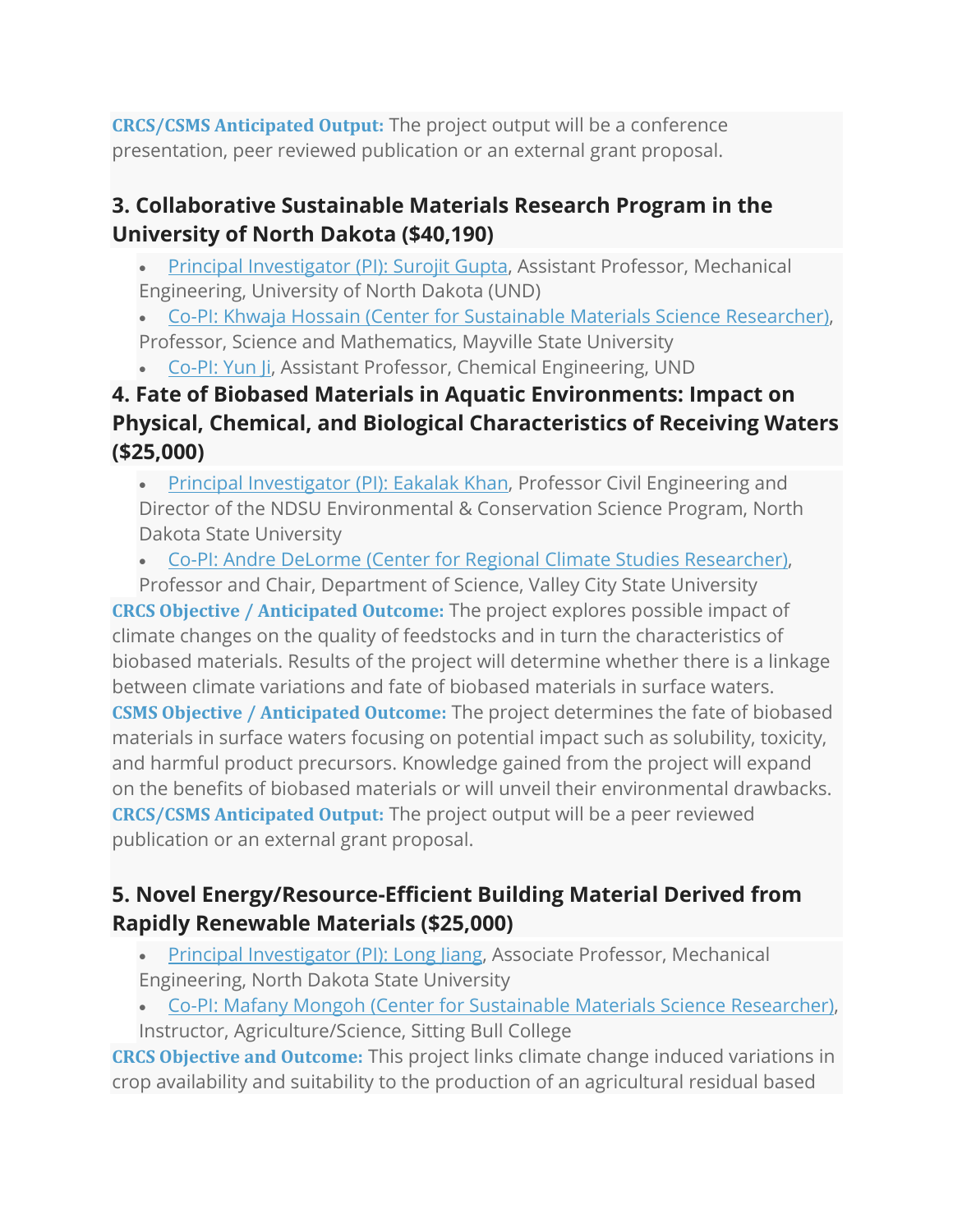**CRCS/CSMS Anticipated Output:** The project output will be a conference presentation, peer reviewed publication or an external grant proposal.

### 3. Collaborative Sustainable Materials Research Program in the University of North Dakota ($40,190)

- Principal Investigator (PI): Surojit Gupta, Assistant Professor, Mechanical Engineering, University of North Dakota (UND)
- Co-PI: Khwaja Hossain (Center for Sustainable Materials Science Researcher), Professor, Science and Mathematics, Mayville State University
- Co-PI: Yun Ji, Assistant Professor, Chemical Engineering, UND

### 4. Fate of Biobased Materials in Aquatic Environments: Impact on Physical, Chemical, and Biological Characteristics of Receiving Waters ($25,000)

- Principal Investigator (PI): Eakalak Khan, Professor Civil Engineering and Director of the NDSU Environmental & Conservation Science Program, North Dakota State University
- Co-PI: Andre DeLorme (Center for Regional Climate Studies Researcher), Professor and Chair, Department of Science, Valley City State University

**CRCS Objective / Anticipated Outcome:** The project explores possible impact of climate changes on the quality of feedstocks and in turn the characteristics of biobased materials. Results of the project will determine whether there is a linkage between climate variations and fate of biobased materials in surface waters.
**CSMS Objective / Anticipated Outcome:** The project determines the fate of biobased materials in surface waters focusing on potential impact such as solubility, toxicity, and harmful product precursors. Knowledge gained from the project will expand on the benefits of biobased materials or will unveil their environmental drawbacks.
**CRCS/CSMS Anticipated Output:** The project output will be a peer reviewed publication or an external grant proposal.

### 5. Novel Energy/Resource-Efficient Building Material Derived from Rapidly Renewable Materials ($25,000)

- Principal Investigator (PI): Long Jiang, Associate Professor, Mechanical Engineering, North Dakota State University
- Co-PI: Mafany Mongoh (Center for Sustainable Materials Science Researcher), Instructor, Agriculture/Science, Sitting Bull College

**CRCS Objective and Outcome:** This project links climate change induced variations in crop availability and suitability to the production of an agricultural residual based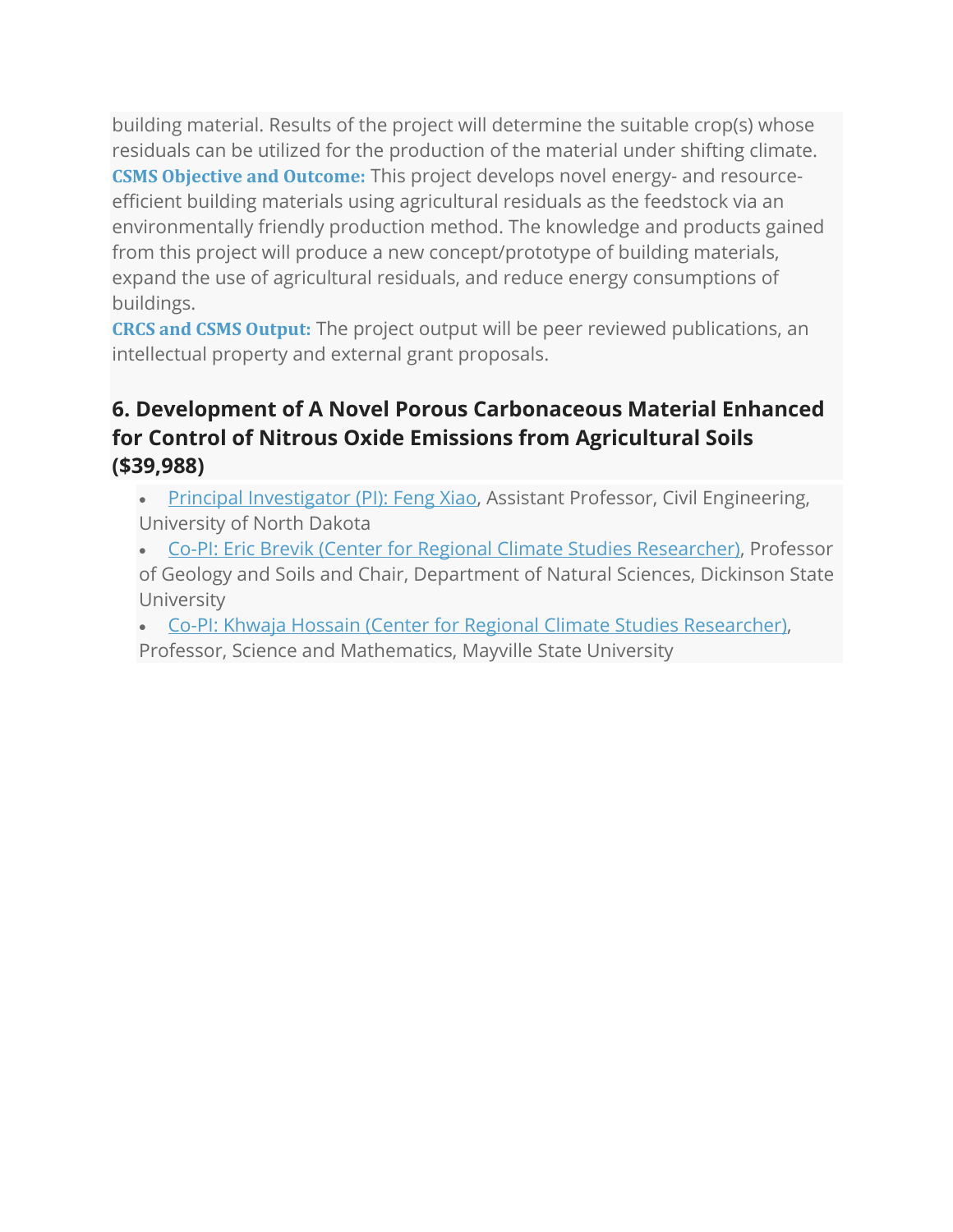building material. Results of the project will determine the suitable crop(s) whose residuals can be utilized for the production of the material under shifting climate.

**CSMS Objective and Outcome:** This project develops novel energy- and resource-efficient building materials using agricultural residuals as the feedstock via an environmentally friendly production method. The knowledge and products gained from this project will produce a new concept/prototype of building materials, expand the use of agricultural residuals, and reduce energy consumptions of buildings.

**CRCS and CSMS Output:** The project output will be peer reviewed publications, an intellectual property and external grant proposals.

### 6. Development of A Novel Porous Carbonaceous Material Enhanced for Control of Nitrous Oxide Emissions from Agricultural Soils ($39,988)

- Principal Investigator (PI): Feng Xiao, Assistant Professor, Civil Engineering, University of North Dakota
- Co-PI: Eric Brevik (Center for Regional Climate Studies Researcher), Professor of Geology and Soils and Chair, Department of Natural Sciences, Dickinson State University
- Co-PI: Khwaja Hossain (Center for Regional Climate Studies Researcher), Professor, Science and Mathematics, Mayville State University